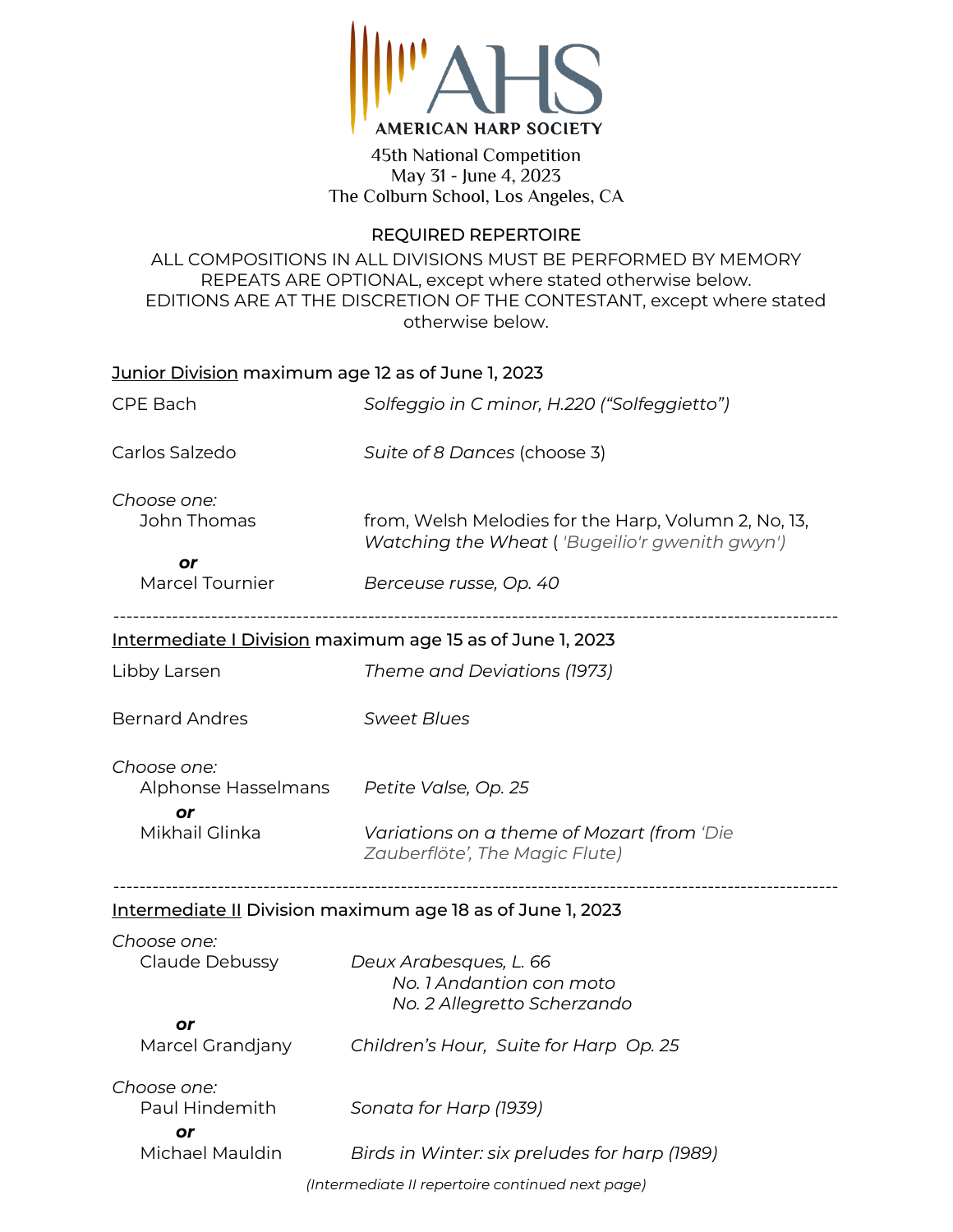# AMERICAN HARP SOCIETY

45th National Competition
May 31 - June 4, 2023
The Colburn School, Los Angeles, CA

## REQUIRED REPERTOIRE

ALL COMPOSITIONS IN ALL DIVISIONS MUST BE PERFORMED BY MEMORY
REPEATS ARE OPTIONAL, except where stated otherwise below.
EDITIONS ARE AT THE DISCRETION OF THE CONTESTANT, except where stated otherwise below.

### Junior Division maximum age 12 as of June 1, 2023

CPE Bach — *Solfeggio in C minor, H.220 ("Solfeggietto")*

Carlos Salzedo — *Suite of 8 Dances* (choose 3)

*Choose one:*

- John Thomas — from, Welsh Melodies for the Harp, Volumn 2, No, 13, *Watching the Wheat ( 'Bugeilio'r gwenith gwyn')*

  ***or***

- Marcel Tournier — *Berceuse russe, Op. 40*

---

### Intermediate I Division maximum age 15 as of June 1, 2023

Libby Larsen — *Theme and Deviations (1973)*

Bernard Andres — *Sweet Blues*

*Choose one:*

- Alphonse Hasselmans — *Petite Valse, Op. 25*

  ***or***

- Mikhail Glinka — *Variations on a theme of Mozart (from 'Die Zauberflöte', The Magic Flute)*

---

### Intermediate II Division maximum age 18 as of June 1, 2023

*Choose one:*

- Claude Debussy — *Deux Arabesques, L. 66*
  - *No. 1 Andantion con moto*
  - *No. 2 Allegretto Scherzando*

  ***or***

- Marcel Grandjany — *Children's Hour, Suite for Harp Op. 25*

*Choose one:*

- Paul Hindemith — *Sonata for Harp (1939)*

  ***or***

- Michael Mauldin — *Birds in Winter: six preludes for harp (1989)*

*(Intermediate II repertoire continued next page)*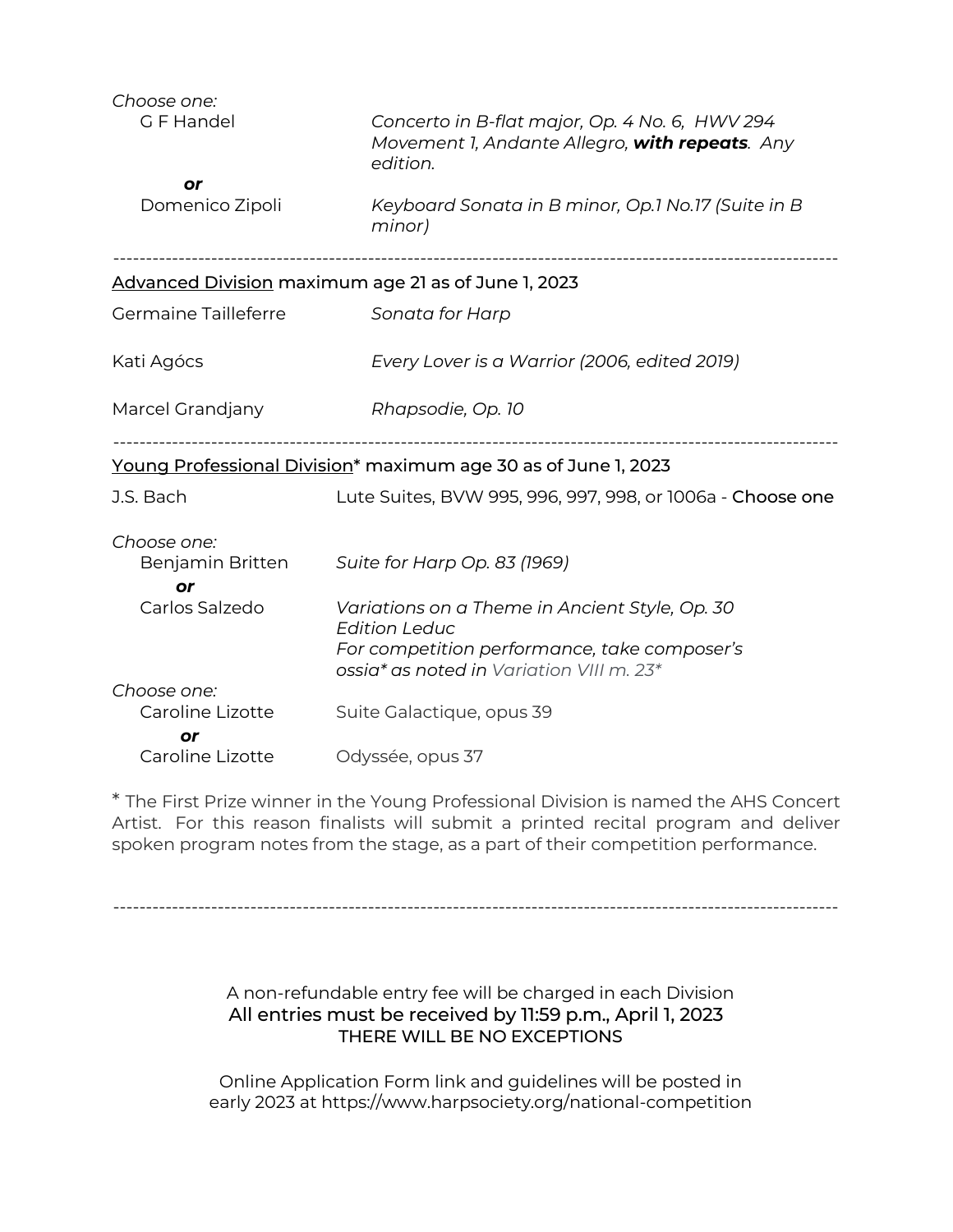*Choose one:*

G F Handel — *Concerto in B-flat major, Op. 4 No. 6, HWV 294 Movement 1, Andante Allegro, **with repeats**. Any edition.*

***or***

Domenico Zipoli — *Keyboard Sonata in B minor, Op.1 No.17 (Suite in B minor)*

---

<u>Advanced Division</u> maximum age 21 as of June 1, 2023

Germaine Tailleferre — *Sonata for Harp*

Kati Agócs — *Every Lover is a Warrior (2006, edited 2019)*

Marcel Grandjany — *Rhapsodie, Op. 10*

---

<u>Young Professional Division</u>* maximum age 30 as of June 1, 2023

J.S. Bach — Lute Suites, BVW 995, 996, 997, 998, or 1006a - Choose one

*Choose one:*

Benjamin Britten — *Suite for Harp Op. 83 (1969)*

***or***

Carlos Salzedo — *Variations on a Theme in Ancient Style, Op. 30*
*Edition Leduc*
*For competition performance, take composer's ossia* as noted in Variation VIII m. 23**

*Choose one:*

Caroline Lizotte — Suite Galactique, opus 39

***or***

Caroline Lizotte — Odyssée, opus 37

* The First Prize winner in the Young Professional Division is named the AHS Concert Artist. For this reason finalists will submit a printed recital program and deliver spoken program notes from the stage, as a part of their competition performance.

---

A non-refundable entry fee will be charged in each Division
All entries must be received by 11:59 p.m., April 1, 2023
THERE WILL BE NO EXCEPTIONS

Online Application Form link and guidelines will be posted in early 2023 at https://www.harpsociety.org/national-competition